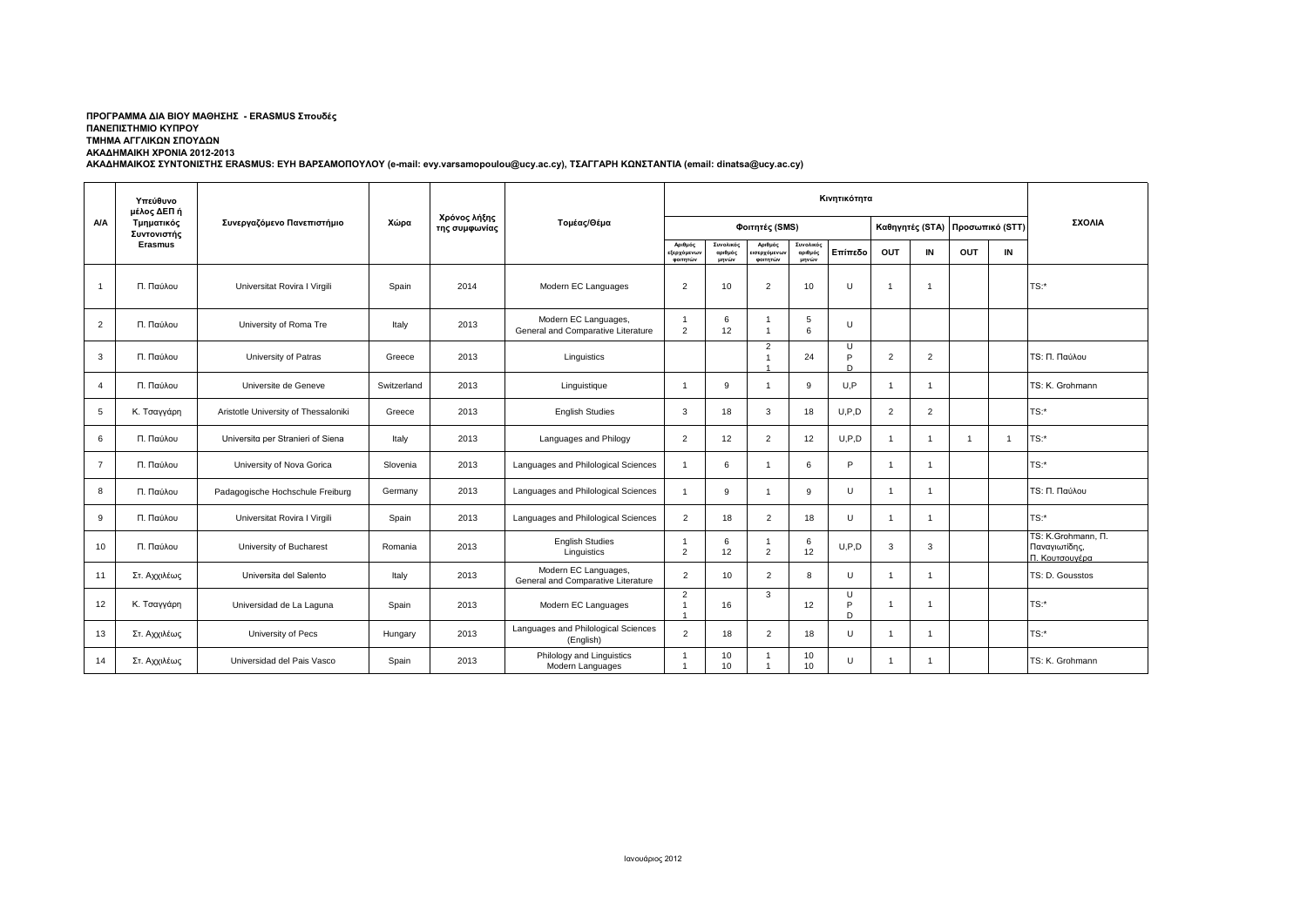**ΠΡΟΓΡΑΜΜΑ ΔΙΑ ΒΙΟΥ ΜΑΘΗΣΗΣ - ERASMUS Σπουδές**
**ΠΑΝΕΠΙΣΤΗΜΙΟ ΚΥΠΡΟΥ**
**ΤΜΗΜΑ ΑΓΓΛΙΚΩΝ ΣΠΟΥΔΩΝ**
**ΑΚΑΔΗΜΑΙΚΗ ΧΡΟΝΙΑ 2012-2013**
**ΑΚΑΔΗΜΑΙΚΟΣ ΣΥΝΤΟΝΙΣΤΗΣ ERASMUS: ΕΥΗ ΒΑΡΣΑΜΟΠΟΥΛΟΥ (e-mail: evy.varsamopoulou@ucy.ac.cy), ΤΣΑΓΓΑΡΗ ΚΩΝΣΤΑΝΤΙΑ (email: dinatsa@ucy.ac.cy)**

| Α/Α | Υπεύθυνο μέλος ΔΕΠ ή Τμηματικός Συντονιστής Erasmus | Συνεργαζόμενο Πανεπιστήμιο | Χώρα | Χρόνος λήξης της συμφωνίας | Τομέας/Θέμα | Κινητικότητα | | | | | | | | | | ΣΧΟΛΙΑ |
|---|---|---|---|---|---|---|---|---|---|---|---|---|---|---|---|---|
| | | | | | | Φοιτητές (SMS) | | | | | Καθηγητές (STA) | | Προσωπικό (STT) | | | |
| | | | | | | Αριθμός εξερχόμενων φοιτητών | Συνολικός αριθμός μηνών | Αριθμός εισερχόμενων φοιτητών | Συνολικός αριθμός μηνών | Επίπεδο | OUT | IN | OUT | IN | |
| 1 | Π. Παύλου | Universitat Rovira I Virgili | Spain | 2014 | Modern EC Languages | 2 | 10 | 2 | 10 | U | 1 | 1 | | | TS:* |
| 2 | Π. Παύλου | University of Roma Tre | Italy | 2013 | Modern EC Languages, General and Comparative Literature | 1<br>2 | 6<br>12 | 1<br>1 | 5<br>6 | U | | | | | |
| 3 | Π. Παύλου | University of Patras | Greece | 2013 | Linguistics | | | 2<br>1<br>1 | 24 | U<br>P<br>D | 2 | 2 | | | TS: Π. Παύλου |
| 4 | Π. Παύλου | Universite de Geneve | Switzerland | 2013 | Linguistique | 1 | 9 | 1 | 9 | U,P | 1 | 1 | | | TS: K. Grohmann |
| 5 | Κ. Τσαγγάρη | Aristotle University of Thessaloniki | Greece | 2013 | English Studies | 3 | 18 | 3 | 18 | U,P,D | 2 | 2 | | | TS:* |
| 6 | Π. Παύλου | Universita per Stranieri of Siena | Italy | 2013 | Languages and Philogy | 2 | 12 | 2 | 12 | U,P,D | 1 | 1 | 1 | 1 | TS:* |
| 7 | Π. Παύλου | University of Nova Gorica | Slovenia | 2013 | Languages and Philological Sciences | 1 | 6 | 1 | 6 | P | 1 | 1 | | | TS:* |
| 8 | Π. Παύλου | Padagogische Hochschule Freiburg | Germany | 2013 | Languages and Philological Sciences | 1 | 9 | 1 | 9 | U | 1 | 1 | | | TS: Π. Παύλου |
| 9 | Π. Παύλου | Universitat Rovira I Virgili | Spain | 2013 | Languages and Philological Sciences | 2 | 18 | 2 | 18 | U | 1 | 1 | | | TS:* |
| 10 | Π. Παύλου | University of Bucharest | Romania | 2013 | English Studies<br>Linguistics | 1<br>2 | 6<br>12 | 1<br>2 | 6<br>12 | U,P,D | 3 | 3 | | | TS: K.Grohmann, Π. Παναγιωτίδης, Π. Κουτσουγέρα |
| 11 | Στ. Αχχιλέως | Universita del Salento | Italy | 2013 | Modern EC Languages, General and Comparative Literature | 2 | 10 | 2 | 8 | U | 1 | 1 | | | TS: D. Gousstos |
| 12 | Κ. Τσαγγάρη | Universidad de La Laguna | Spain | 2013 | Modern EC Languages | 2<br>1<br>1 | 16 | 3 | 12 | U<br>P<br>D | 1 | 1 | | | TS:* |
| 13 | Στ. Αχχιλέως | University of Pecs | Hungary | 2013 | Languages and Philological Sciences (English) | 2 | 18 | 2 | 18 | U | 1 | 1 | | | TS:* |
| 14 | Στ. Αχχιλέως | Universidad del Pais Vasco | Spain | 2013 | Philology and Linguistics<br>Modern Languages | 1<br>1 | 10<br>10 | 1<br>1 | 10<br>10 | U | 1 | 1 | | | TS: K. Grohmann |

Ιανουάριος 2012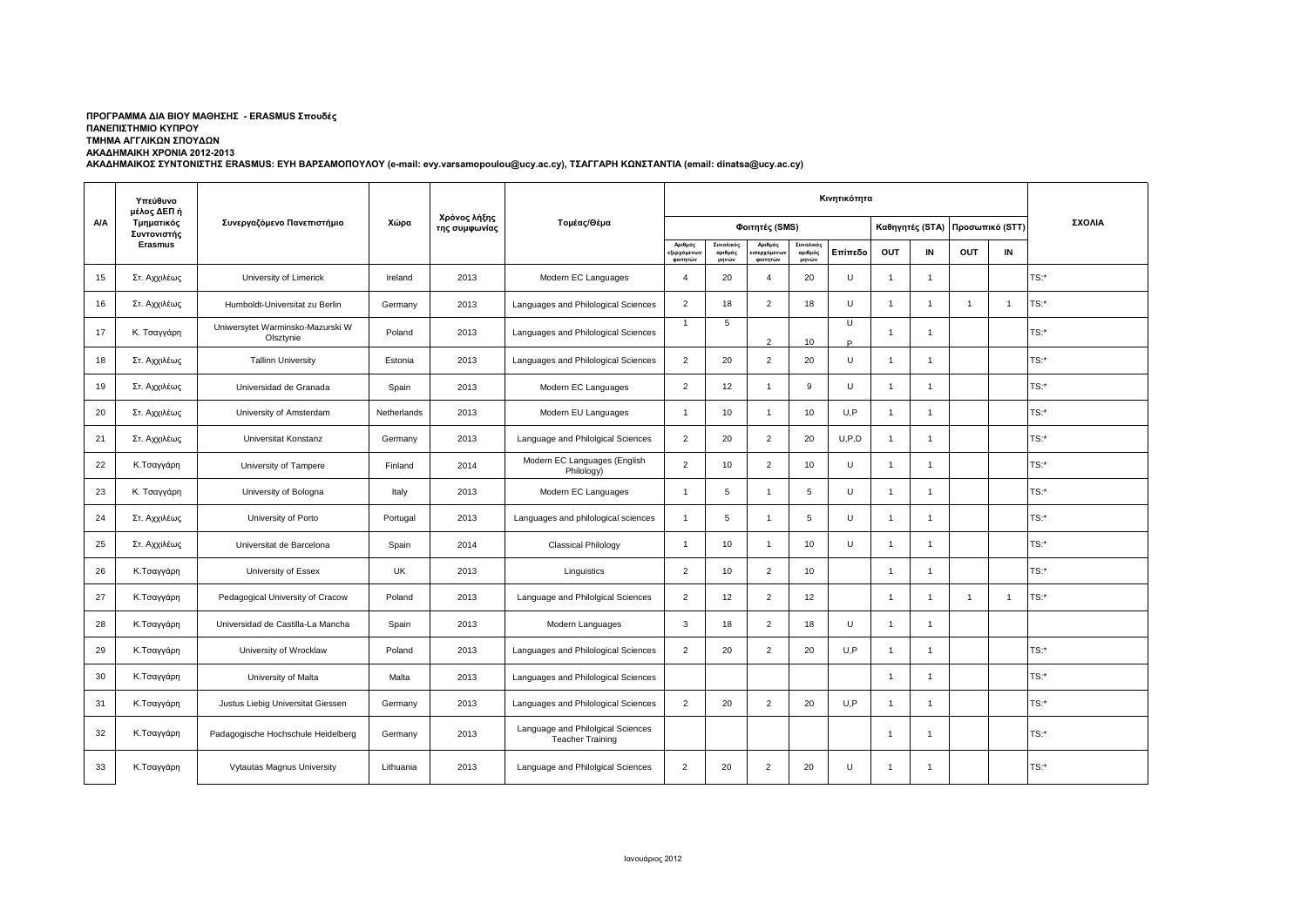**ΠΡΟΓΡΑΜΜΑ ΔΙΑ ΒΙΟΥ ΜΑΘΗΣΗΣ - ERASMUS Σπουδές**
**ΠΑΝΕΠΙΣΤΗΜΙΟ ΚΥΠΡΟΥ**
**ΤΜΗΜΑ ΑΓΓΛΙΚΩΝ ΣΠΟΥΔΩΝ**
**ΑΚΑΔΗΜΑΙΚΗ ΧΡΟΝΙΑ 2012-2013**
**ΑΚΑΔΗΜΑΙΚΟΣ ΣΥΝΤΟΝΙΣΤΗΣ ERASMUS: ΕΥΗ ΒΑΡΣΑΜΟΠΟΥΛΟΥ (e-mail: evy.varsamopoulou@ucy.ac.cy), ΤΣΑΓΓΑΡΗ ΚΩΝΣΤΑΝΤΙΑ (email: dinatsa@ucy.ac.cy)**

| Α/Α | Υπεύθυνο μέλος ΔΕΠ ή Τμηματικός Συντονιστής Erasmus | Συνεργαζόμενο Πανεπιστήμιο | Χώρα | Χρόνος λήξης της συμφωνίας | Τομέας/Θέμα | Κινητικότητα | | | | | | | | | ΣΧΟΛΙΑ |
|---|---|---|---|---|---|---|---|---|---|---|---|---|---|---|---|
| | | | | | | Φοιτητές (SMS) | | | | | Καθηγητές (STA) | | Προσωπικό (STT) | | |
| | | | | | | Αριθμός εξερχόμενων φοιτητών | Συνολικός αριθμός μηνών | Αριθμός εισερχόμενων φοιτητών | Συνολικός αριθμός μηνών | Επίπεδο | OUT | IN | OUT | IN | |
| 15 | Στ. Αχχιλέως | University of Limerick | Ireland | 2013 | Modern EC Languages | 4 | 20 | 4 | 20 | U | 1 | 1 | | | TS:* |
| 16 | Στ. Αχχιλέως | Humboldt-Universitat zu Berlin | Germany | 2013 | Languages and Philological Sciences | 2 | 18 | 2 | 18 | U | 1 | 1 | 1 | 1 | TS:* |
| 17 | Κ. Τσαγγάρη | Uniwersytet Warminsko-Mazurski W Olsztynie | Poland | 2013 | Languages and Philological Sciences | 1 | 5 | 2 | 10 | U P | 1 | 1 | | | TS:* |
| 18 | Στ. Αχχιλέως | Tallinn University | Estonia | 2013 | Languages and Philological Sciences | 2 | 20 | 2 | 20 | U | 1 | 1 | | | TS:* |
| 19 | Στ. Αχχιλέως | Universidad de Granada | Spain | 2013 | Modern EC Languages | 2 | 12 | 1 | 9 | U | 1 | 1 | | | TS:* |
| 20 | Στ. Αχχιλέως | University of Amsterdam | Netherlands | 2013 | Modern EU Languages | 1 | 10 | 1 | 10 | U,P | 1 | 1 | | | TS:* |
| 21 | Στ. Αχχιλέως | Universitat Konstanz | Germany | 2013 | Language and Philolgical Sciences | 2 | 20 | 2 | 20 | U,P,D | 1 | 1 | | | TS:* |
| 22 | Κ.Τσαγγάρη | University of Tampere | Finland | 2014 | Modern EC Languages (English Philology) | 2 | 10 | 2 | 10 | U | 1 | 1 | | | TS:* |
| 23 | Κ. Τσαγγάρη | University of Bologna | Italy | 2013 | Modern EC Languages | 1 | 5 | 1 | 5 | U | 1 | 1 | | | TS:* |
| 24 | Στ. Αχχιλέως | University of Porto | Portugal | 2013 | Languages and philological sciences | 1 | 5 | 1 | 5 | U | 1 | 1 | | | TS:* |
| 25 | Στ. Αχχιλέως | Universitat de Barcelona | Spain | 2014 | Classical Philology | 1 | 10 | 1 | 10 | U | 1 | 1 | | | TS:* |
| 26 | Κ.Τσαγγάρη | University of Essex | UK | 2013 | Linguistics | 2 | 10 | 2 | 10 | | 1 | 1 | | | TS:* |
| 27 | Κ.Τσαγγάρη | Pedagogical University of Cracow | Poland | 2013 | Language and Philolgical Sciences | 2 | 12 | 2 | 12 | | 1 | 1 | 1 | 1 | TS:* |
| 28 | Κ.Τσαγγάρη | Universidad de Castilla-La Mancha | Spain | 2013 | Modern Languages | 3 | 18 | 2 | 18 | U | 1 | 1 | | | |
| 29 | Κ.Τσαγγάρη | University of Wrocklaw | Poland | 2013 | Languages and Philological Sciences | 2 | 20 | 2 | 20 | U,P | 1 | 1 | | | TS:* |
| 30 | Κ.Τσαγγάρη | University of Malta | Malta | 2013 | Languages and Philological Sciences | | | | | | 1 | 1 | | | TS:* |
| 31 | Κ.Τσαγγάρη | Justus Liebig Universitat Giessen | Germany | 2013 | Languages and Philological Sciences | 2 | 20 | 2 | 20 | U,P | 1 | 1 | | | TS:* |
| 32 | Κ.Τσαγγάρη | Padagogische Hochschule Heidelberg | Germany | 2013 | Language and Philolgical Sciences Teacher Training | | | | | | 1 | 1 | | | TS:* |
| 33 | Κ.Τσαγγάρη | Vytautas Magnus University | Lithuania | 2013 | Language and Philolgical Sciences | 2 | 20 | 2 | 20 | U | 1 | 1 | | | TS:* |

Ιανουάριος 2012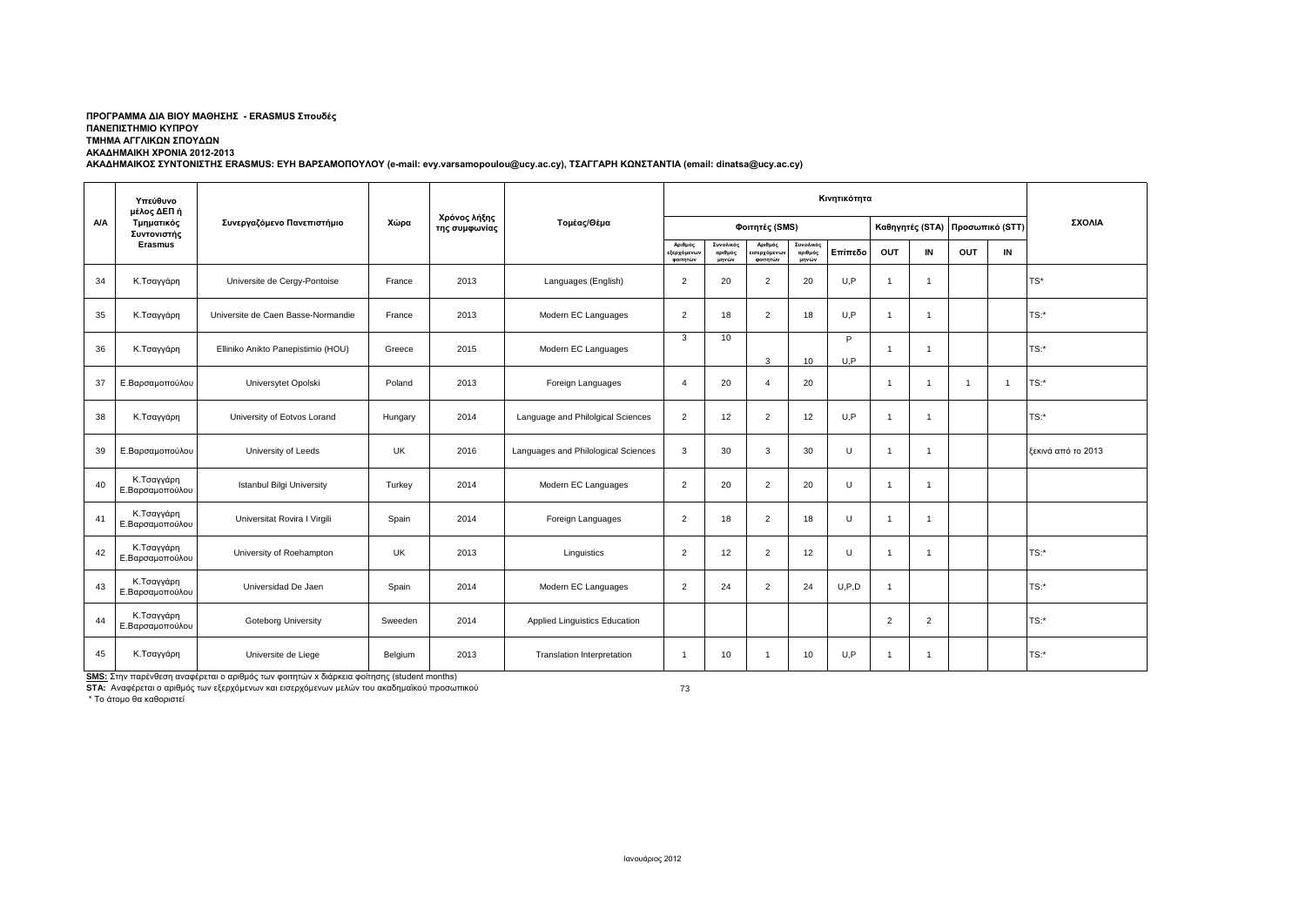**ΠΡΟΓΡΑΜΜΑ ΔΙΑ ΒΙΟΥ ΜΑΘΗΣΗΣ - ERASMUS Σπουδές**
**ΠΑΝΕΠΙΣΤΗΜΙΟ ΚΥΠΡΟΥ**
**ΤΜΗΜΑ ΑΓΓΛΙΚΩΝ ΣΠΟΥΔΩΝ**
**ΑΚΑΔΗΜΑΙΚΗ ΧΡΟΝΙΑ 2012-2013**
**ΑΚΑΔΗΜΑΙΚΟΣ ΣΥΝΤΟΝΙΣΤΗΣ ERASMUS: ΕΥΗ ΒΑΡΣΑΜΟΠΟΥΛΟΥ (e-mail: evy.varsamopoulou@ucy.ac.cy), ΤΣΑΓΓΑΡΗ ΚΩΝΣΤΑΝΤΙΑ (email: dinatsa@ucy.ac.cy)**

| Α/Α | Υπεύθυνο μέλος ΔΕΠ ή Τμηματικός Συντονιστής Erasmus | Συνεργαζόμενο Πανεπιστήμιο | Χώρα | Χρόνος λήξης της συμφωνίας | Τομέας/Θέμα | Κινητικότητα | | | | | | | | | ΣΧΟΛΙΑ |
|---|---|---|---|---|---|---|---|---|---|---|---|---|---|---|---|
| | | | | | | Φοιτητές (SMS) | | | | | Καθηγητές (STA) | | Προσωπικό (STT) | | |
| | | | | | | Αριθμός εξερχόμενων φοιτητών | Συνολικός αριθμός μηνών | Αριθμός εισερχόμενων φοιτητών | Συνολικός αριθμός μηνών | Επίπεδο | OUT | IN | OUT | IN | |
| 34 | Κ.Τσαγγάρη | Universite de Cergy-Pontoise | France | 2013 | Languages (English) | 2 | 20 | 2 | 20 | U,P | 1 | 1 | | | TS* |
| 35 | Κ.Τσαγγάρη | Universite de Caen Basse-Normandie | France | 2013 | Modern EC Languages | 2 | 18 | 2 | 18 | U,P | 1 | 1 | | | TS:* |
| 36 | Κ.Τσαγγάρη | Elliniko Anikto Panepistimio (HOU) | Greece | 2015 | Modern EC Languages | 3 | 10 | 3 | 10 | P<br>U,P | 1 | 1 | | | TS:* |
| 37 | Ε.Βαρσαμοπούλου | Universytet Opolski | Poland | 2013 | Foreign Languages | 4 | 20 | 4 | 20 | | 1 | 1 | 1 | 1 | TS:* |
| 38 | Κ.Τσαγγάρη | University of Eotvos Lorand | Hungary | 2014 | Language and Philolgical Sciences | 2 | 12 | 2 | 12 | U,P | 1 | 1 | | | TS:* |
| 39 | Ε.Βαρσαμοπούλου | University of Leeds | UK | 2016 | Languages and Philological Sciences | 3 | 30 | 3 | 30 | U | 1 | 1 | | | ξεκινά από το 2013 |
| 40 | Κ.Τσαγγάρη Ε.Βαρσαμοπούλου | Istanbul Bilgi University | Turkey | 2014 | Modern EC Languages | 2 | 20 | 2 | 20 | U | 1 | 1 | | | |
| 41 | Κ.Τσαγγάρη Ε.Βαρσαμοπούλου | Universitat Rovira I Virgili | Spain | 2014 | Foreign Languages | 2 | 18 | 2 | 18 | U | 1 | 1 | | | |
| 42 | Κ.Τσαγγάρη Ε.Βαρσαμοπούλου | University of Roehampton | UK | 2013 | Linguistics | 2 | 12 | 2 | 12 | U | 1 | 1 | | | TS:* |
| 43 | Κ.Τσαγγάρη Ε.Βαρσαμοπούλου | Universidad De Jaen | Spain | 2014 | Modern EC Languages | 2 | 24 | 2 | 24 | U,P,D | 1 | | | | TS:* |
| 44 | Κ.Τσαγγάρη Ε.Βαρσαμοπούλου | Goteborg University | Sweeden | 2014 | Applied Linguistics Education | | | | | | 2 | 2 | | | TS:* |
| 45 | Κ.Τσαγγάρη | Universite de Liege | Belgium | 2013 | Translation Interpretation | 1 | 10 | 1 | 10 | U,P | 1 | 1 | | | TS:* |

**SMS:** Στην παρένθεση αναφέρεται ο αριθμός των φοιτητών x διάρκεια φοίτησης (student months)
**STA:** Αναφέρεται ο αριθμός των εξερχόμενων και εισερχόμενων μελών του ακαδημαϊκού προσωπικού
\* Το άτομο θα καθοριστεί

Ιανουάριος 2012